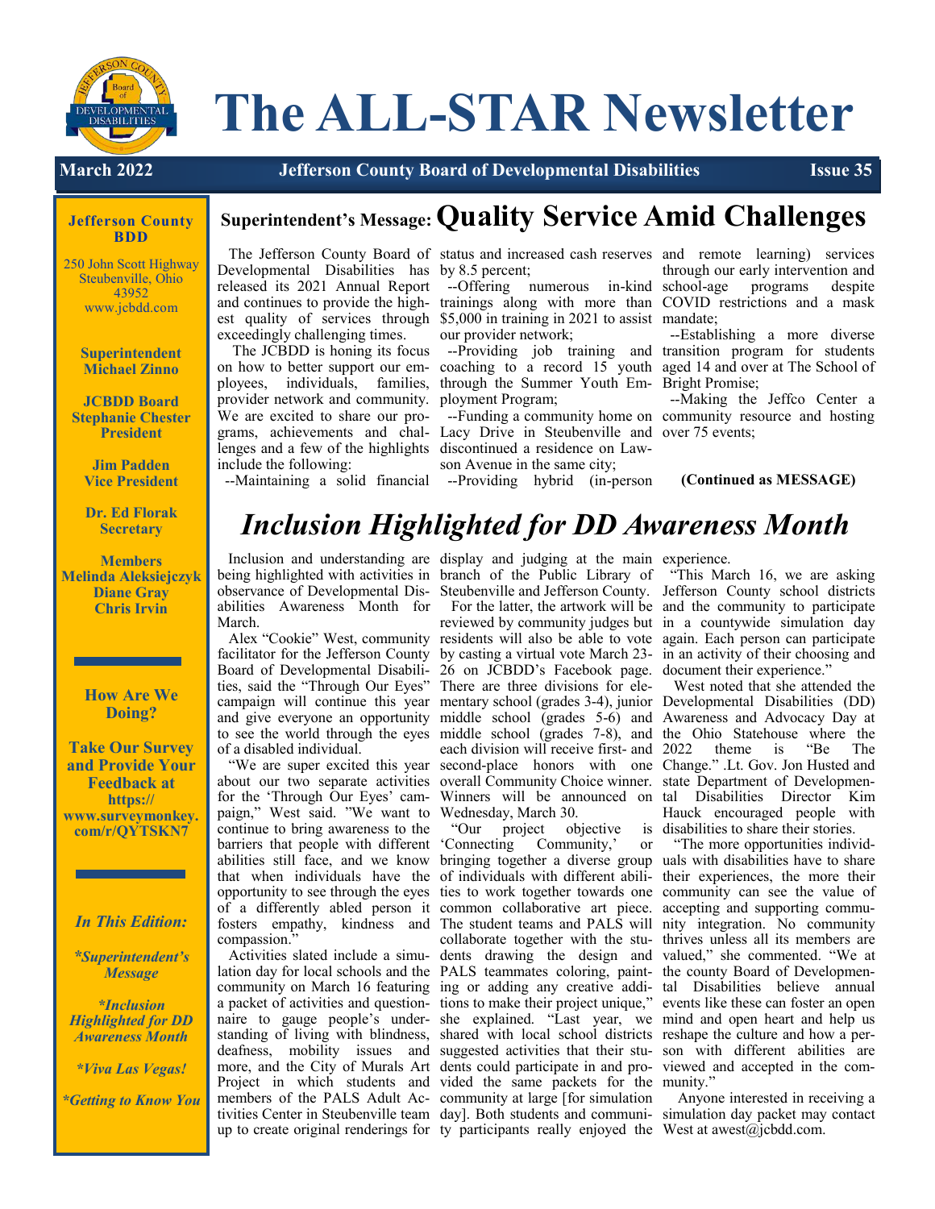# The ALL-STAR Newsletter

**March 2022** **Jefferson County Board of Developmental Disabilities** **Issue 35**

**Jefferson County BDD**

250 John Scott Highway
Steubenville, Ohio 43952
www.jcbdd.com

**Superintendent**
**Michael Zinno**

**JCBDD Board**
**Stephanie Chester**
**President**

**Jim Padden**
**Vice President**

**Dr. Ed Florak**
**Secretary**

**Members**
**Melinda Aleksiejczyk**
**Diane Gray**
**Chris Irvin**

**How Are We Doing?**

**Take Our Survey and Provide Your Feedback at https://www.surveymonkey.com/r/QYTSKN7**

***In This Edition:***

****Superintendent's Message***

****Inclusion Highlighted for DD Awareness Month***

****Viva Las Vegas!***

****Getting to Know You***

## Superintendent's Message: Quality Service Amid Challenges

The Jefferson County Board of Developmental Disabilities has released its 2021 Annual Report and continues to provide the highest quality of services through exceedingly challenging times.

The JCBDD is honing its focus on how to better support our employees, individuals, families, provider network and community. We are excited to share our programs, achievements and challenges and a few of the highlights include the following:

--Maintaining a solid financial status and increased cash reserves by 8.5 percent;

--Offering numerous in-kind trainings along with more than $5,000 in training in 2021 to assist our provider network;

--Providing job training and coaching to a record 15 youth through the Summer Youth Employment Program;

--Funding a community home on Lacy Drive in Steubenville and discontinued a residence on Lawson Avenue in the same city;

--Providing hybrid (in-person and remote learning) services through our early intervention and school-age programs despite COVID restrictions and a mask mandate;

--Establishing a more diverse transition program for students aged 14 and over at The School of Bright Promise;

--Making the Jeffco Center a community resource and hosting over 75 events;

**(Continued as MESSAGE)**

## *Inclusion Highlighted for DD Awareness Month*

Inclusion and understanding are being highlighted with activities in observance of Developmental Disabilities Awareness Month for March.

Alex "Cookie" West, community facilitator for the Jefferson County Board of Developmental Disabilities, said the "Through Our Eyes" campaign will continue this year and give everyone an opportunity to see the world through the eyes of a disabled individual.

"We are super excited this year about our two separate activities for the 'Through Our Eyes' campaign," West said. "We want to continue to bring awareness to the barriers that people with different abilities still face, and we know that when individuals have the opportunity to see through the eyes of a differently abled person it fosters empathy, kindness and compassion."

Activities slated include a simulation day for local schools and the community on March 16 featuring a packet of activities and questionnaire to gauge people's understanding of living with blindness, deafness, mobility issues and more, and the City of Murals Art Project in which students and members of the PALS Adult Activities Center in Steubenville team up to create original renderings for display and judging at the main branch of the Public Library of Steubenville and Jefferson County.

For the latter, the artwork will be reviewed by community judges but residents will also be able to vote by casting a virtual vote March 23-26 on JCBDD's Facebook page. There are three divisions for elementary school (grades 3-4), junior middle school (grades 5-6) and middle school (grades 7-8), and each division will receive first- and second-place honors with one overall Community Choice winner. Winners will be announced on Wednesday, March 30.

"Our project objective is 'Connecting Community,' or bringing together a diverse group of individuals with different abilities to work together towards one common collaborative art piece. The student teams and PALS will collaborate together with the students drawing the design and PALS teammates coloring, painting or adding any creative additions to make their project unique," she explained. "Last year, we shared with local school districts suggested activities that their students could participate in and provided the same packets for the community at large [for simulation day]. Both students and community participants really enjoyed the experience.

"This March 16, we are asking Jefferson County school districts and the community to participate in a countywide simulation day again. Each person can participate in an activity of their choosing and document their experience."

West noted that she attended the Developmental Disabilities (DD) Awareness and Advocacy Day at the Ohio Statehouse where the 2022 theme is "Be The Change." .Lt. Gov. Jon Husted and state Department of Developmental Disabilities Director Kim Hauck encouraged people with disabilities to share their stories.

"The more opportunities individuals with disabilities have to share their experiences, the more their community can see the value of accepting and supporting community integration. No community thrives unless all its members are valued," she commented. "We at the county Board of Developmental Disabilities believe annual events like these can foster an open mind and open heart and help us reshape the culture and how a person with different abilities are viewed and accepted in the community."

Anyone interested in receiving a simulation day packet may contact West at awest@jcbdd.com.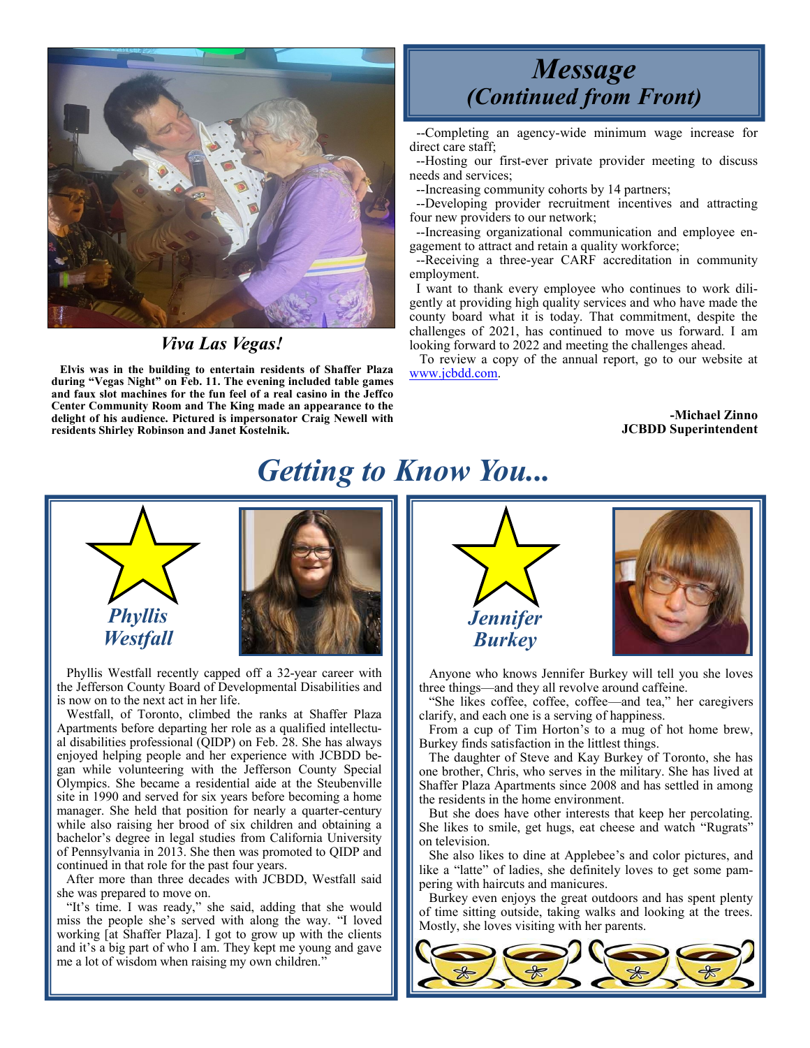## *Viva Las Vegas!*

**Elvis was in the building to entertain residents of Shaffer Plaza during "Vegas Night" on Feb. 11. The evening included table games and faux slot machines for the fun feel of a real casino in the Jeffco Center Community Room and The King made an appearance to the delight of his audience. Pictured is impersonator Craig Newell with residents Shirley Robinson and Janet Kostelnik.**

## *Message (Continued from Front)*

--Completing an agency-wide minimum wage increase for direct care staff;

--Hosting our first-ever private provider meeting to discuss needs and services;

--Increasing community cohorts by 14 partners;

--Developing provider recruitment incentives and attracting four new providers to our network;

--Increasing organizational communication and employee engagement to attract and retain a quality workforce;

--Receiving a three-year CARF accreditation in community employment.

I want to thank every employee who continues to work diligently at providing high quality services and who have made the county board what it is today. That commitment, despite the challenges of 2021, has continued to move us forward. I am looking forward to 2022 and meeting the challenges ahead.

To review a copy of the annual report, go to our website at www.jcbdd.com.

**-Michael Zinno**
**JCBDD Superintendent**

# *Getting to Know You...*

## *Phyllis Westfall*

Phyllis Westfall recently capped off a 32-year career with the Jefferson County Board of Developmental Disabilities and is now on to the next act in her life.

Westfall, of Toronto, climbed the ranks at Shaffer Plaza Apartments before departing her role as a qualified intellectual disabilities professional (QIDP) on Feb. 28. She has always enjoyed helping people and her experience with JCBDD began while volunteering with the Jefferson County Special Olympics. She became a residential aide at the Steubenville site in 1990 and served for six years before becoming a home manager. She held that position for nearly a quarter-century while also raising her brood of six children and obtaining a bachelor's degree in legal studies from California University of Pennsylvania in 2013. She then was promoted to QIDP and continued in that role for the past four years.

After more than three decades with JCBDD, Westfall said she was prepared to move on.

"It's time. I was ready," she said, adding that she would miss the people she's served with along the way. "I loved working [at Shaffer Plaza]. I got to grow up with the clients and it's a big part of who I am. They kept me young and gave me a lot of wisdom when raising my own children."

## *Jennifer Burkey*

Anyone who knows Jennifer Burkey will tell you she loves three things—and they all revolve around caffeine.

"She likes coffee, coffee, coffee—and tea," her caregivers clarify, and each one is a serving of happiness.

From a cup of Tim Horton's to a mug of hot home brew, Burkey finds satisfaction in the littlest things.

The daughter of Steve and Kay Burkey of Toronto, she has one brother, Chris, who serves in the military. She has lived at Shaffer Plaza Apartments since 2008 and has settled in among the residents in the home environment.

But she does have other interests that keep her percolating. She likes to smile, get hugs, eat cheese and watch "Rugrats" on television.

She also likes to dine at Applebee's and color pictures, and like a "latte" of ladies, she definitely loves to get some pampering with haircuts and manicures.

Burkey even enjoys the great outdoors and has spent plenty of time sitting outside, taking walks and looking at the trees. Mostly, she loves visiting with her parents.